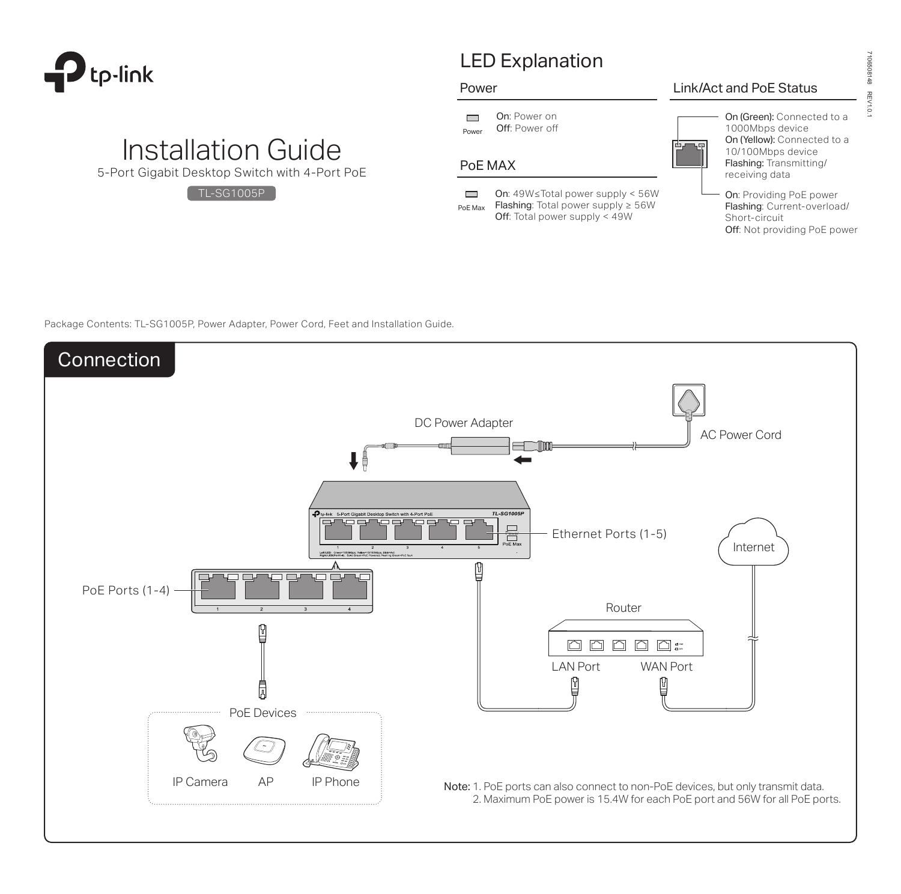tp-link

# Installation Guide

5-Port Gigabit Desktop Switch with 4-Port PoE

TL-SG1005P

## LED Explanation

### Power

Power

**On**: Power on
**Off**: Power off

### PoE MAX

PoE Max

**On**: 49W≤Total power supply < 56W
**Flashing**: Total power supply ≥ 56W
**Off**: Total power supply < 49W

### Link/Act and PoE Status

**On (Green):** Connected to a 1000Mbps device
**On (Yellow):** Connected to a 10/100Mbps device
**Flashing:** Transmitting/receiving data

**On**: Providing PoE power
**Flashing**: Current-overload/Short-circuit
**Off**: Not providing PoE power

7106508148 REV1.0.1

Package Contents: TL-SG1005P, Power Adapter, Power Cord, Feet and Installation Guide.

## Connection

DC Power Adapter

AC Power Cord

Ethernet Ports (1-5)

Internet

PoE Ports (1-4)

Router

LAN Port

WAN Port

PoE Devices

IP Camera

AP

IP Phone

**Note:** 1. PoE ports can also connect to non-PoE devices, but only transmit data.
2. Maximum PoE power is 15.4W for each PoE port and 56W for all PoE ports.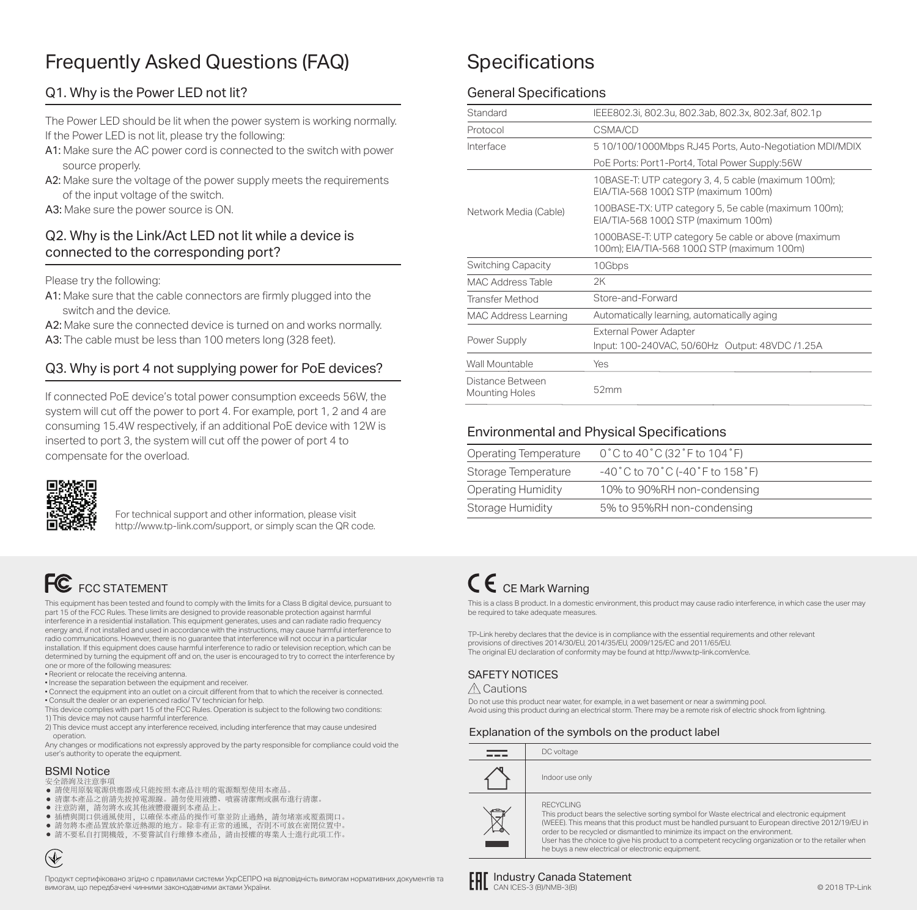# Frequently Asked Questions (FAQ)

## Q1. Why is the Power LED not lit?

The Power LED should be lit when the power system is working normally. If the Power LED is not lit, please try the following:

**A1:** Make sure the AC power cord is connected to the switch with power source properly.

**A2:** Make sure the voltage of the power supply meets the requirements of the input voltage of the switch.

**A3:** Make sure the power source is ON.

## Q2. Why is the Link/Act LED not lit while a device is connected to the corresponding port?

Please try the following:

**A1:** Make sure that the cable connectors are firmly plugged into the switch and the device.

**A2:** Make sure the connected device is turned on and works normally.

**A3:** The cable must be less than 100 meters long (328 feet).

## Q3. Why is port 4 not supplying power for PoE devices?

If connected PoE device's total power consumption exceeds 56W, the system will cut off the power to port 4. For example, port 1, 2 and 4 are consuming 15.4W respectively, if an additional PoE device with 12W is inserted to port 3, the system will cut off the power of port 4 to compensate for the overload.

For technical support and other information, please visit http://www.tp-link.com/support, or simply scan the QR code.

# Specifications

## General Specifications

| | |
|---|---|
| Standard | IEEE802.3i, 802.3u, 802.3ab, 802.3x, 802.3af, 802.1p |
| Protocol | CSMA/CD |
| Interface | 5 10/100/1000Mbps RJ45 Ports, Auto-Negotiation MDI/MDIX |
| | PoE Ports: Port1-Port4, Total Power Supply:56W |
| Network Media (Cable) | 10BASE-T: UTP category 3, 4, 5 cable (maximum 100m); EIA/TIA-568 100Ω STP (maximum 100m) |
| | 100BASE-TX: UTP category 5, 5e cable (maximum 100m); EIA/TIA-568 100Ω STP (maximum 100m) |
| | 1000BASE-T: UTP category 5e cable or above (maximum 100m); EIA/TIA-568 100Ω STP (maximum 100m) |
| Switching Capacity | 10Gbps |
| MAC Address Table | 2K |
| Transfer Method | Store-and-Forward |
| MAC Address Learning | Automatically learning, automatically aging |
| Power Supply | External Power Adapter<br>Input: 100-240VAC, 50/60Hz Output: 48VDC /1.25A |
| Wall Mountable | Yes |
| Distance Between Mounting Holes | 52mm |

## Environmental and Physical Specifications

| | |
|---|---|
| Operating Temperature | 0˚C to 40˚C (32˚F to 104˚F) |
| Storage Temperature | -40˚C to 70˚C (-40˚F to 158˚F) |
| Operating Humidity | 10% to 90%RH non-condensing |
| Storage Humidity | 5% to 95%RH non-condensing |

## FCC STATEMENT

This equipment has been tested and found to comply with the limits for a Class B digital device, pursuant to part 15 of the FCC Rules. These limits are designed to provide reasonable protection against harmful interference in a residential installation. This equipment generates, uses and can radiate radio frequency energy and, if not installed and used in accordance with the instructions, may cause harmful interference to radio communications. However, there is no guarantee that interference will not occur in a particular installation. If this equipment does cause harmful interference to radio or television reception, which can be determined by turning the equipment off and on, the user is encouraged to try to correct the interference by one or more of the following measures:

- Reorient or relocate the receiving antenna.
- Increase the separation between the equipment and receiver.
- Connect the equipment into an outlet on a circuit different from that to which the receiver is connected.
- Consult the dealer or an experienced radio/ TV technician for help.

This device complies with part 15 of the FCC Rules. Operation is subject to the following two conditions:

1) This device may not cause harmful interference.

2) This device must accept any interference received, including interference that may cause undesired operation.

Any changes or modifications not expressly approved by the party responsible for compliance could void the user's authority to operate the equipment.

### BSMI Notice

安全諮詢及注意事項

- 請使用原裝電源供應器或只能按照本產品注明的電源類型使用本產品。
- 清潔本產品之前請先拔掉電源線。請勿使用液體、噴霧清潔劑或濕布進行清潔。
- 注意防潮，請勿將水或其他液體潑灑到本產品上。
- 插槽與開口供通風使用，以確保本產品的操作可靠並防止過熱，請勿堵塞或覆蓋開口。
- 請勿將本產品置放於靠近熱源的地方。除非有正常的通風，否則不可放在密閉位置中。
- 請不要私自打開機殼，不要嘗試自行維修本產品，請由授權的專業人士進行此項工作。

Продукт сертифіковано згідно с правилами системи УкрСЕПРО на відповідність вимогам нормативних документів та вимогам, що передбачені чинними законодавчими актами України.

## CE Mark Warning

This is a class B product. In a domestic environment, this product may cause radio interference, in which case the user may be required to take adequate measures.

TP-Link hereby declares that the device is in compliance with the essential requirements and other relevant provisions of directives 2014/30/EU, 2014/35/EU, 2009/125/EC and 2011/65/EU.
The original EU declaration of conformity may be found at http://www.tp-link.com/en/ce.

### SAFETY NOTICES

⚠ Cautions

Do not use this product near water, for example, in a wet basement or near a swimming pool.
Avoid using this product during an electrical storm. There may be a remote risk of electric shock from lightning.

### Explanation of the symbols on the product label

| | |
|---|---|
| ⎓ | DC voltage |
| | Indoor use only |
| | RECYCLING<br>This product bears the selective sorting symbol for Waste electrical and electronic equipment (WEEE). This means that this product must be handled pursuant to European directive 2012/19/EU in order to be recycled or dismantled to minimize its impact on the environment.<br>User has the choice to give his product to a competent recycling organization or to the retailer when he buys a new electrical or electronic equipment. |

### Industry Canada Statement

CAN ICES-3 (B)/NMB-3(B)

© 2018 TP-Link